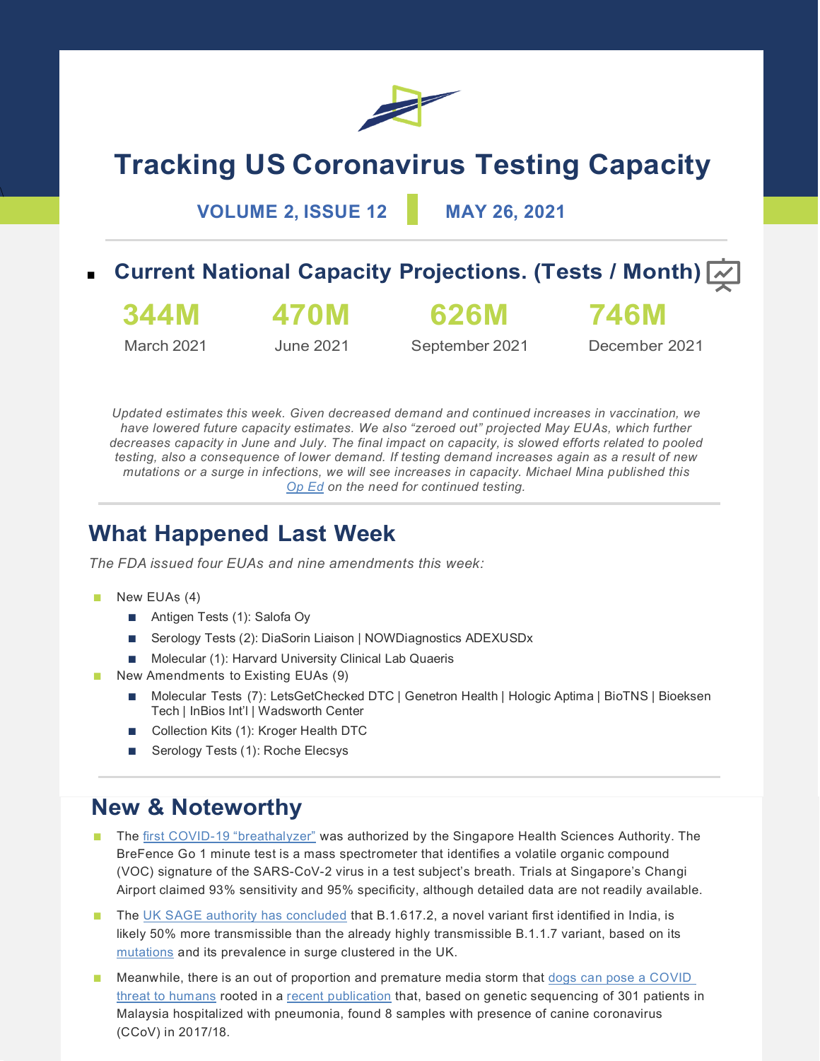# Tracking US Coronavirus Testing Capacity

**VOLUME 2, ISSUE 12 | MAY 26, 2021**

## Current National Capacity Projections. (Tests / Month)

| 344M | 470M | 626M | 746M |
|---|---|---|---|
| March 2021 | June 2021 | September 2021 | December 2021 |

*Updated estimates this week. Given decreased demand and continued increases in vaccination, we have lowered future capacity estimates. We also "zeroed out" projected May EUAs, which further decreases capacity in June and July. The final impact on capacity, is slowed efforts related to pooled testing, also a consequence of lower demand. If testing demand increases again as a result of new mutations or a surge in infections, we will see increases in capacity. Michael Mina published this Op Ed on the need for continued testing.*

## What Happened Last Week

*The FDA issued four EUAs and nine amendments this week:*

- New EUAs (4)
  - Antigen Tests (1): Salofa Oy
  - Serology Tests (2): DiaSorin Liaison | NOWDiagnostics ADEXUSDx
  - Molecular (1): Harvard University Clinical Lab Quaeris
- New Amendments to Existing EUAs (9)
  - Molecular Tests (7): LetsGetChecked DTC | Genetron Health | Hologic Aptima | BioTNS | Bioeksen Tech | InBios Int'l | Wadsworth Center
  - Collection Kits (1): Kroger Health DTC
  - Serology Tests (1): Roche Elecsys

## New & Noteworthy

- The first COVID-19 "breathalyzer" was authorized by the Singapore Health Sciences Authority. The BreFence Go 1 minute test is a mass spectrometer that identifies a volatile organic compound (VOC) signature of the SARS-CoV-2 virus in a test subject's breath. Trials at Singapore's Changi Airport claimed 93% sensitivity and 95% specificity, although detailed data are not readily available.
- The UK SAGE authority has concluded that B.1.617.2, a novel variant first identified in India, is likely 50% more transmissible than the already highly transmissible B.1.1.7 variant, based on its mutations and its prevalence in surge clustered in the UK.
- Meanwhile, there is an out of proportion and premature media storm that dogs can pose a COVID threat to humans rooted in a recent publication that, based on genetic sequencing of 301 patients in Malaysia hospitalized with pneumonia, found 8 samples with presence of canine coronavirus (CCoV) in 2017/18.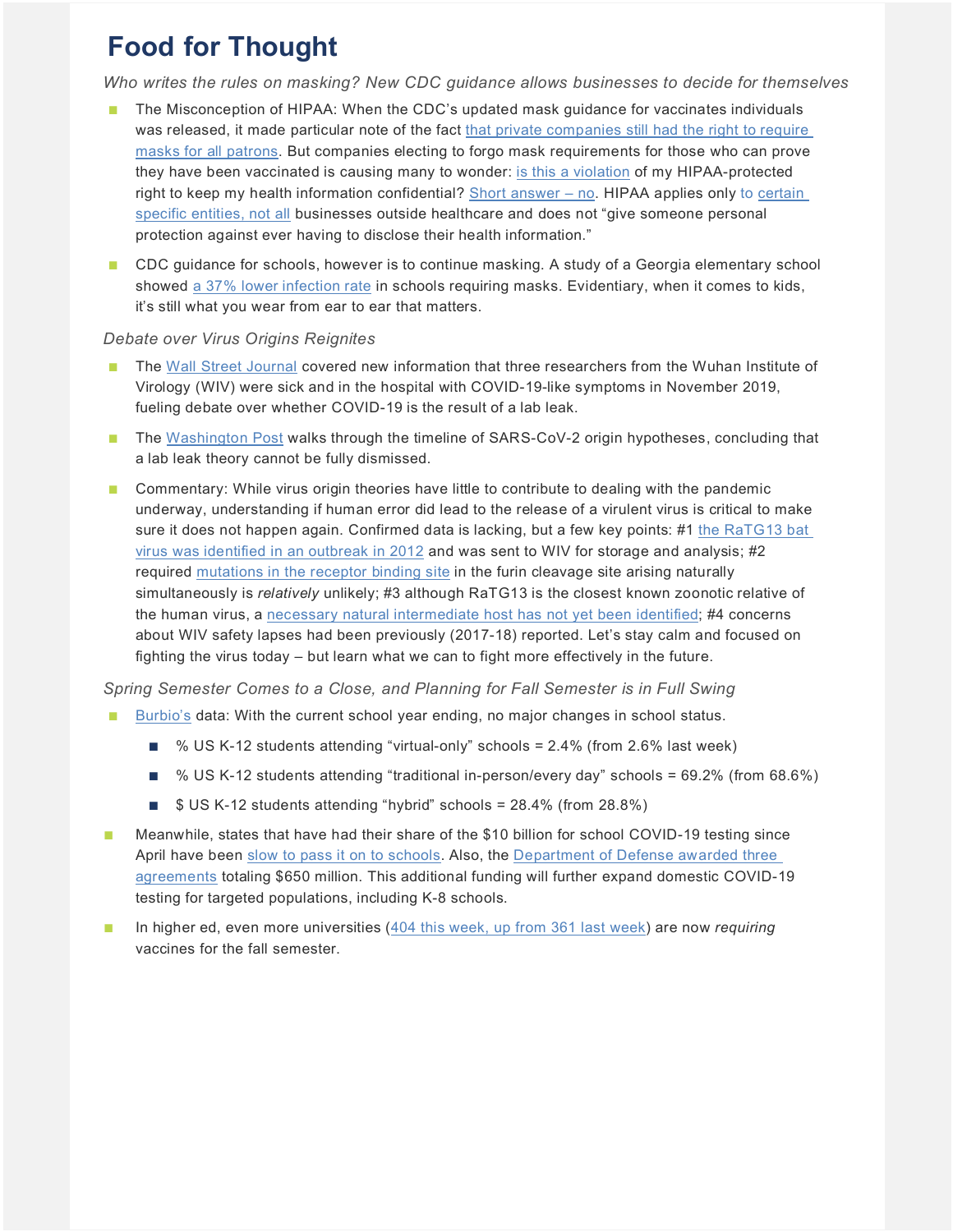# Food for Thought

*Who writes the rules on masking? New CDC guidance allows businesses to decide for themselves*

- The Misconception of HIPAA: When the CDC's updated mask guidance for vaccinates individuals was released, it made particular note of the fact that private companies still had the right to require masks for all patrons. But companies electing to forgo mask requirements for those who can prove they have been vaccinated is causing many to wonder: is this a violation of my HIPAA-protected right to keep my health information confidential? Short answer – no. HIPAA applies only to certain specific entities, not all businesses outside healthcare and does not "give someone personal protection against ever having to disclose their health information."
- CDC guidance for schools, however is to continue masking. A study of a Georgia elementary school showed a 37% lower infection rate in schools requiring masks. Evidentiary, when it comes to kids, it's still what you wear from ear to ear that matters.

*Debate over Virus Origins Reignites*

- The Wall Street Journal covered new information that three researchers from the Wuhan Institute of Virology (WIV) were sick and in the hospital with COVID-19-like symptoms in November 2019, fueling debate over whether COVID-19 is the result of a lab leak.
- The Washington Post walks through the timeline of SARS-CoV-2 origin hypotheses, concluding that a lab leak theory cannot be fully dismissed.
- Commentary: While virus origin theories have little to contribute to dealing with the pandemic underway, understanding if human error did lead to the release of a virulent virus is critical to make sure it does not happen again. Confirmed data is lacking, but a few key points: #1 the RaTG13 bat virus was identified in an outbreak in 2012 and was sent to WIV for storage and analysis; #2 required mutations in the receptor binding site in the furin cleavage site arising naturally simultaneously is *relatively* unlikely; #3 although RaTG13 is the closest known zoonotic relative of the human virus, a necessary natural intermediate host has not yet been identified; #4 concerns about WIV safety lapses had been previously (2017-18) reported. Let's stay calm and focused on fighting the virus today – but learn what we can to fight more effectively in the future.

*Spring Semester Comes to a Close, and Planning for Fall Semester is in Full Swing*

- Burbio's data: With the current school year ending, no major changes in school status.
  - % US K-12 students attending "virtual-only" schools = 2.4% (from 2.6% last week)
  - % US K-12 students attending "traditional in-person/every day" schools = 69.2% (from 68.6%)
  - $ US K-12 students attending "hybrid" schools = 28.4% (from 28.8%)
- Meanwhile, states that have had their share of the $10 billion for school COVID-19 testing since April have been slow to pass it on to schools. Also, the Department of Defense awarded three agreements totaling $650 million. This additional funding will further expand domestic COVID-19 testing for targeted populations, including K-8 schools.
- In higher ed, even more universities (404 this week, up from 361 last week) are now *requiring* vaccines for the fall semester.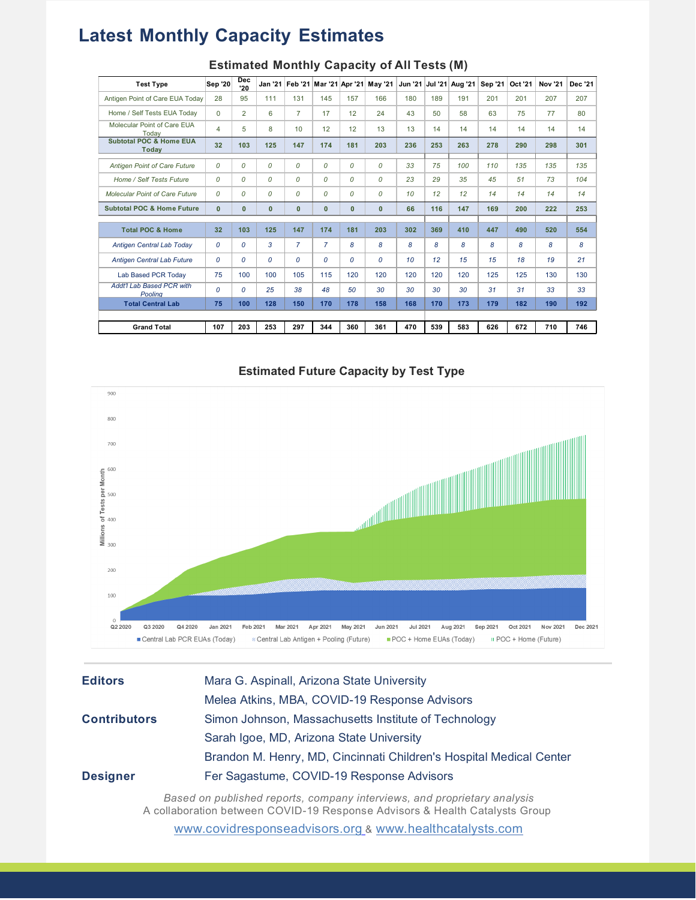# Latest Monthly Capacity Estimates

## Estimated Monthly Capacity of All Tests (M)

| Test Type | Sep '20 | Dec '20 | Jan '21 | Feb '21 | Mar '21 | Apr '21 | May '21 | Jun '21 | Jul '21 | Aug '21 | Sep '21 | Oct '21 | Nov '21 | Dec '21 |
|---|---|---|---|---|---|---|---|---|---|---|---|---|---|---|
| Antigen Point of Care EUA Today | 28 | 95 | 111 | 131 | 145 | 157 | 166 | 180 | 189 | 191 | 201 | 201 | 207 | 207 |
| Home / Self Tests EUA Today | 0 | 2 | 6 | 7 | 17 | 12 | 24 | 43 | 50 | 58 | 63 | 75 | 77 | 80 |
| Molecular Point of Care EUA Today | 4 | 5 | 8 | 10 | 12 | 12 | 13 | 13 | 14 | 14 | 14 | 14 | 14 | 14 |
| **Subtotal POC & Home EUA Today** | **32** | **103** | **125** | **147** | **174** | **181** | **203** | **236** | **253** | **263** | **278** | **290** | **298** | **301** |
| *Antigen Point of Care Future* | *0* | *0* | *0* | *0* | *0* | *0* | *0* | *33* | *75* | *100* | *110* | *135* | *135* | *135* |
| *Home / Self Tests Future* | *0* | *0* | *0* | *0* | *0* | *0* | *0* | *23* | *29* | *35* | *45* | *51* | *73* | *104* |
| *Molecular Point of Care Future* | *0* | *0* | *0* | *0* | *0* | *0* | *0* | *10* | *12* | *12* | *14* | *14* | *14* | *14* |
| **Subtotal POC & Home Future** | **0** | **0** | **0** | **0** | **0** | **0** | **0** | **66** | **116** | **147** | **169** | **200** | **222** | **253** |
| **Total POC & Home** | **32** | **103** | **125** | **147** | **174** | **181** | **203** | **302** | **369** | **410** | **447** | **490** | **520** | **554** |
| *Antigen Central Lab Today* | *0* | *0* | *3* | *7* | *7* | *8* | *8* | *8* | *8* | *8* | *8* | *8* | *8* | *8* |
| *Antigen Central Lab Future* | *0* | *0* | *0* | *0* | *0* | *0* | *0* | *10* | *12* | *15* | *15* | *18* | *19* | *21* |
| Lab Based PCR Today | 75 | 100 | 100 | 105 | 115 | 120 | 120 | 120 | 120 | 120 | 125 | 125 | 130 | 130 |
| *Addt'l Lab Based PCR with Pooling* | *0* | *0* | *25* | *38* | *48* | *50* | *30* | *30* | *30* | *30* | *31* | *31* | *33* | *33* |
| **Total Central Lab** | **75** | **100** | **128** | **150** | **170** | **178** | **158** | **168** | **170** | **173** | **179** | **182** | **190** | **192** |
| **Grand Total** | **107** | **203** | **253** | **297** | **344** | **360** | **361** | **470** | **539** | **583** | **626** | **672** | **710** | **746** |

## Estimated Future Capacity by Test Type

Millions of Tests per Month

900
800
700
600
500
400
300
200
100
0

Q2 2020, Q3 2020, Q4 2020, Jan 2021, Feb 2021, Mar 2021, Apr 2021, May 2021, Jun 2021, Jul 2021, Aug 2021, Sep 2021, Oct 2021, Nov 2021, Dec 2021

Central Lab PCR EUAs (Today) · Central Lab Antigen + Pooling (Future) · POC + Home EUAs (Today) · POC + Home (Future)

---

**Editors**
Mara G. Aspinall, Arizona State University
Melea Atkins, MBA, COVID-19 Response Advisors

**Contributors**
Simon Johnson, Massachusetts Institute of Technology
Sarah Igoe, MD, Arizona State University
Brandon M. Henry, MD, Cincinnati Children's Hospital Medical Center

**Designer**
Fer Sagastume, COVID-19 Response Advisors

*Based on published reports, company interviews, and proprietary analysis*
A collaboration between COVID-19 Response Advisors & Health Catalysts Group

www.covidresponseadvisors.org & www.healthcatalysts.com